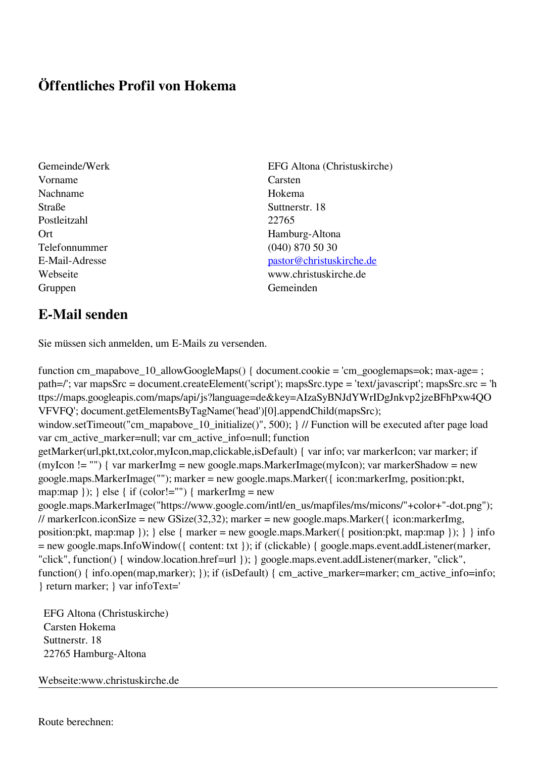# Öffentliches Profil von Hokema

| | |
|---|---|
| Gemeinde/Werk | EFG Altona (Christuskirche) |
| Vorname | Carsten |
| Nachname | Hokema |
| Straße | Suttnerstr. 18 |
| Postleitzahl | 22765 |
| Ort | Hamburg-Altona |
| Telefonnummer | (040) 870 50 30 |
| E-Mail-Adresse | pastor@christuskirche.de |
| Webseite | www.christuskirche.de |
| Gruppen | Gemeinden |

## E-Mail senden

Sie müssen sich anmelden, um E-Mails zu versenden.

```
function cm_mapabove_10_allowGoogleMaps() { document.cookie = 'cm_googlemaps=ok; max-age= ; path=/'; var mapsSrc = document.createElement('script'); mapsSrc.type = 'text/javascript'; mapsSrc.src = 'https://maps.googleapis.com/maps/api/js?language=de&key=AIzaSyBNJdYWrIDgJnkvp2jzeBFhPxw4QOVFVFQ'; document.getElementsByTagName('head')[0].appendChild(mapsSrc); window.setTimeout("cm_mapabove_10_initialize()", 500); } // Function will be executed after page load var cm_active_marker=null; var cm_active_info=null; function getMarker(url,pkt,txt,color,myIcon,map,clickable,isDefault) { var info; var markerIcon; var marker; if (myIcon != "") { var markerImg = new google.maps.MarkerImage(myIcon); var markerShadow = new google.maps.MarkerImage(""); marker = new google.maps.Marker({ icon:markerImg, position:pkt, map:map }); } else { if (color!="") { markerImg = new google.maps.MarkerImage("https://www.google.com/intl/en_us/mapfiles/ms/micons/"+color+"-dot.png"); // markerIcon.iconSize = new GSize(32,32); marker = new google.maps.Marker({ icon:markerImg, position:pkt, map:map }); } else { marker = new google.maps.Marker({ position:pkt, map:map }); } } info = new google.maps.InfoWindow({ content: txt }); if (clickable) { google.maps.event.addListener(marker, "click", function() { window.location.href=url }); } google.maps.event.addListener(marker, "click", function() { info.open(map,marker); }); if (isDefault) { cm_active_marker=marker; cm_active_info=info; } return marker; } var infoText='
```

EFG Altona (Christuskirche)
Carsten Hokema
Suttnerstr. 18
22765 Hamburg-Altona

Webseite:www.christuskirche.de

---

Route berechnen: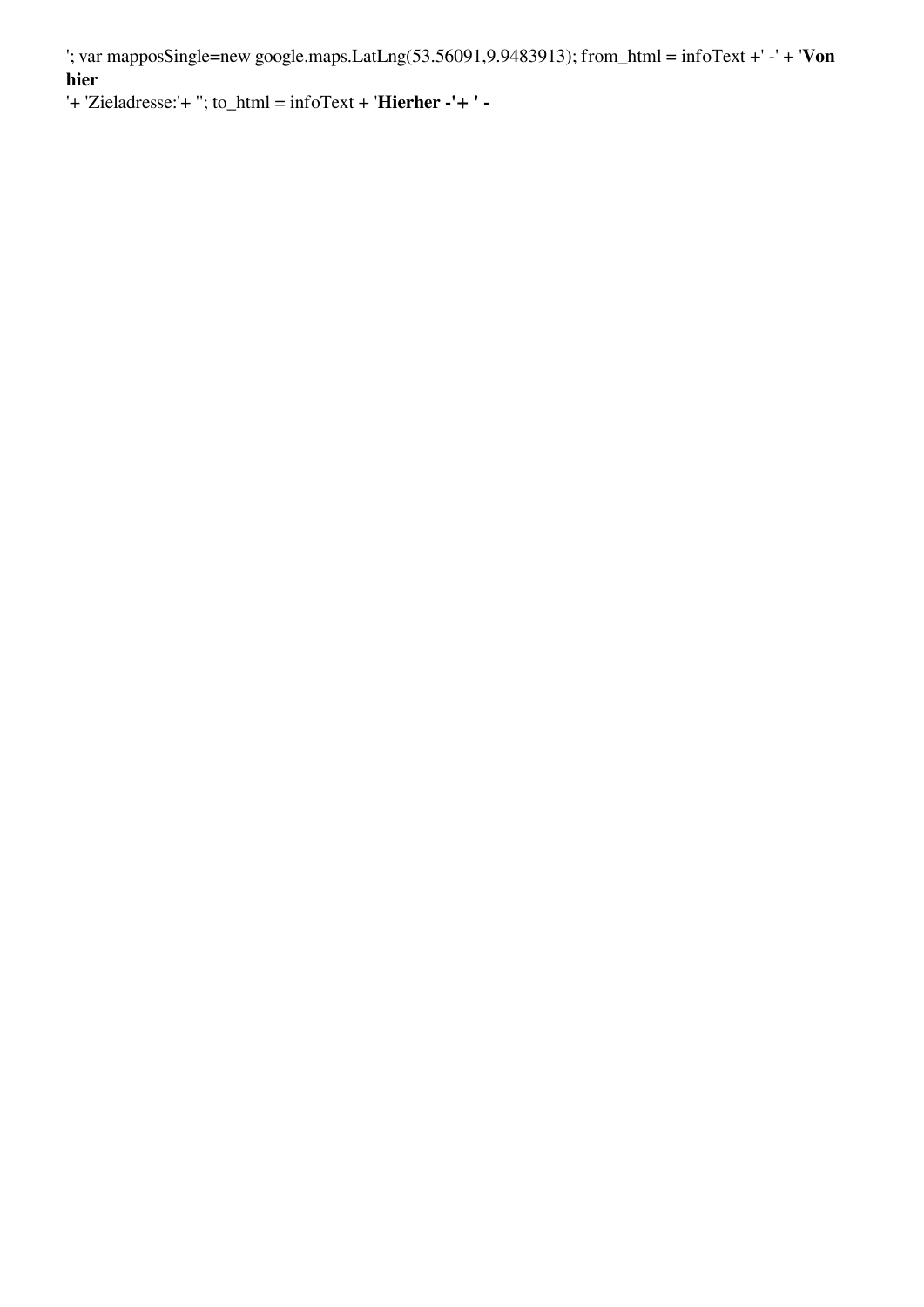'; var mapposSingle=new google.maps.LatLng(53.56091,9.9483913); from_html = infoText +' -' + '**Von hier**
'+ 'Zieladresse:'+ ''; to_html = infoText + '**Hierher -'+ ' -**